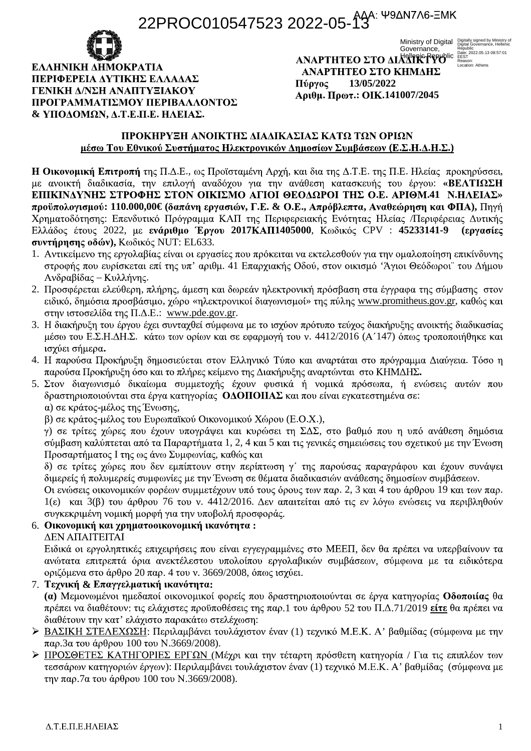22PROC010547523 2022-05-13

ΑΔΑ: Ψ9ΔΝ7Λ6-ΞΜΚ

**ΕΛΛΗΝΙΚΗ ΔΗΜΟΚΡΑΤΙΑ**
**ΠΕΡΙΦΕΡΕΙΑ ΔΥΤΙΚΗΣ ΕΛΛΑΔΑΣ**
**ΓΕΝΙΚΗ Δ/ΝΣΗ ΑΝΑΠΤΥΞΙΑΚΟΥ ΠΡΟΓΡΑΜΜΑΤΙΣΜΟΥ ΠΕΡΙΒΑΛΛΟΝΤΟΣ & ΥΠΟΔΟΜΩΝ, Δ.Τ.Ε.Π.Ε. ΗΛΕΙΑΣ.**

**ΑΝΑΡΤΗΤΕΟ ΣΤΟ ΔΙΑΔΙΚΤΥΟ**
**ΑΝΑΡΤΗΤΕΟ ΣΤΟ ΚΗΜΔΗΣ**
**Πύργος 13/05/2022**
**Αριθμ. Πρωτ.: ΟΙΚ.141007/2045**

## ΠΡΟΚΗΡΥΞΗ ΑΝΟΙΚΤΗΣ ΔΙΑΔΙΚΑΣΙΑΣ ΚΑΤΩ ΤΩΝ ΟΡΙΩΝ
**μέσω Του Εθνικού Συστήματος Ηλεκτρονικών Δημοσίων Συμβάσεων (Ε.Σ.Η.Δ.Η.Σ.)**

**Η Οικονομική Επιτροπή** της Π.Δ.Ε., ως Προϊσταμένη Αρχή, και δια της Δ.Τ.Ε. της Π.Ε. Ηλείας προκηρύσσει, με ανοικτή διαδικασία, την επιλογή αναδόχου για την ανάθεση κατασκευής του έργου: **«ΒΕΛΤΙΩΣΗ ΕΠΙΚΙΝΔΥΝΗΣ ΣΤΡΟΦΗΣ ΣΤΟΝ ΟΙΚΙΣΜΟ ΑΓΙΟΙ ΘΕΟΔΩΡΟΙ ΤΗΣ Ο.Ε. ΑΡΙΘΜ.41 Ν.ΗΛΕΙΑΣ» προϋπολογισμού: 110.000,00€ (δαπάνη εργασιών, Γ.Ε. & Ο.Ε., Απρόβλεπτα, Αναθεώρηση και ΦΠΑ),** Πηγή Χρηματοδότησης: Επενδυτικό Πρόγραμμα ΚΑΠ της Περιφερειακής Ενότητας Ηλείας /Περιφέρειας Δυτικής Ελλάδος έτους 2022, με **ενάριθμο Έργου 2017ΚΑΠ1405000**, Κωδικός CPV : **45233141-9 (εργασίες συντήρησης οδών),** Κωδικός NUT: EL633.

1. Αντικείμενο της εργολαβίας είναι οι εργασίες που πρόκειται να εκτελεσθούν για την ομαλοποίηση επικίνδυνης στροφής που ευρίσκεται επί της υπ' αριθμ. 41 Επαρχιακής Οδού, στον οικισμό 'Άγιοι Θεόδωροι¨ του Δήμου Ανδραβίδας – Κυλλήνης.
2. Προσφέρεται ελεύθερη, πλήρης, άμεση και δωρεάν ηλεκτρονική πρόσβαση στα έγγραφα της σύμβασης στον ειδικό, δημόσια προσβάσιμο, χώρο «ηλεκτρονικοί διαγωνισμοί» της πύλης www.promitheus.gov.gr, καθώς και στην ιστοσελίδα της Π.Δ.Ε.: www.pde.gov.gr.
3. Η διακήρυξη του έργου έχει συνταχθεί σύμφωνα με το ισχύον πρότυπο τεύχος διακήρυξης ανοικτής διαδικασίας μέσω του Ε.Σ.Η.ΔΗ.Σ. κάτω των ορίων και σε εφαρμογή του ν. 4412/2016 (Α΄147) όπως τροποποιήθηκε και ισχύει σήμερα**.**
4. Η παρούσα Προκήρυξη δημοσιεύεται στον Ελληνικό Τύπο και αναρτάται στο πρόγραμμα Διαύγεια. Τόσο η παρούσα Προκήρυξη όσο και το πλήρες κείμενο της Διακήρυξης αναρτώνται στο ΚΗΜΔΗΣ**.**
5. Στον διαγωνισμό δικαίωμα συμμετοχής έχουν φυσικά ή νομικά πρόσωπα, ή ενώσεις αυτών που δραστηριοποιούνται στα έργα κατηγορίας **ΟΔΟΠΟΙΙΑΣ** και που είναι εγκατεστημένα σε:
   α) σε κράτος-μέλος της Ένωσης,
   β) σε κράτος-μέλος του Ευρωπαϊκού Οικονομικού Χώρου (Ε.Ο.Χ.),
   γ) σε τρίτες χώρες που έχουν υπογράψει και κυρώσει τη ΣΔΣ, στο βαθμό που η υπό ανάθεση δημόσια σύμβαση καλύπτεται από τα Παραρτήματα 1, 2, 4 και 5 και τις γενικές σημειώσεις του σχετικού με την Ένωση Προσαρτήματος Ι της ως άνω Συμφωνίας, καθώς και
   δ) σε τρίτες χώρες που δεν εμπίπτουν στην περίπτωση γ΄ της παρούσας παραγράφου και έχουν συνάψει διμερείς ή πολυμερείς συμφωνίες με την Ένωση σε θέματα διαδικασιών ανάθεσης δημοσίων συμβάσεων.
   Οι ενώσεις οικονομικών φορέων συμμετέχουν υπό τους όρους των παρ. 2, 3 και 4 του άρθρου 19 και των παρ. 1(ε) και 3(β) του άρθρου 76 του ν. 4412/2016. Δεν απαιτείται από τις εν λόγω ενώσεις να περιβληθούν συγκεκριμένη νομική μορφή για την υποβολή προσφοράς.
6. **Οικονομική και χρηματοοικονομική ικανότητα :**
   ΔΕΝ ΑΠΑΙΤΕΙΤΑΙ
   Ειδικά οι εργοληπτικές επιχειρήσεις που είναι εγγεγραμμένες στο ΜΕΕΠ, δεν θα πρέπει να υπερβαίνουν τα ανώτατα επιτρεπτά όρια ανεκτέλεστου υπολοίπου εργολαβικών συμβάσεων, σύμφωνα με τα ειδικότερα οριζόμενα στο άρθρο 20 παρ. 4 του ν. 3669/2008, όπως ισχύει.
7. **Τεχνική & Επαγγελματική ικανότητα:**
   **(α)** Μεμονωμένοι ημεδαποί οικονομικοί φορείς που δραστηριοποιούνται σε έργα κατηγορίας **Οδοποιίας** θα πρέπει να διαθέτουν: τις ελάχιστες προϋποθέσεις της παρ.1 του άρθρου 52 του Π.Δ.71/2019 **είτε** θα πρέπει να διαθέτουν την κατ' ελάχιστο παρακάτω στελέχωση:

- ΒΑΣΙΚΗ ΣΤΕΛΕΧΩΣΗ: Περιλαμβάνει τουλάχιστον έναν (1) τεχνικό Μ.Ε.Κ. Α' βαθμίδας (σύμφωνα με την παρ.3α του άρθρου 100 του Ν.3669/2008).
- ΠΡΟΣΘΕΤΕΣ ΚΑΤΗΓΟΡΙΕΣ ΕΡΓΩΝ (Μέχρι και την τέταρτη πρόσθετη κατηγορία / Για τις επιπλέον των τεσσάρων κατηγοριών έργων): Περιλαμβάνει τουλάχιστον έναν (1) τεχνικό Μ.Ε.Κ. Α' βαθμίδας (σύμφωνα με την παρ.7α του άρθρου 100 του Ν.3669/2008).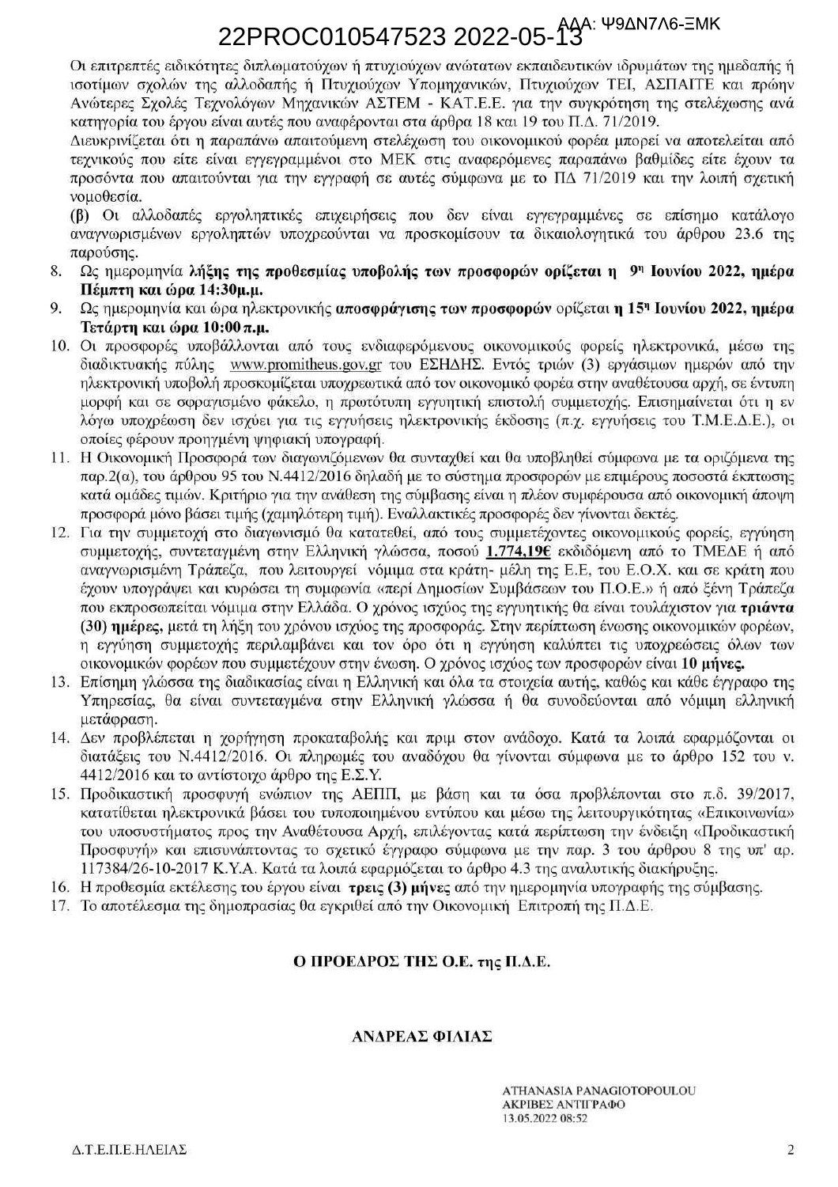Οι επιτρεπτές ειδικότητες διπλωματούχων ή πτυχιούχων ανώτατων εκπαιδευτικών ιδρυμάτων της ημεδαπής ή ισοτίμων σχολών της αλλοδαπής ή Πτυχιούχων Υπομηχανικών, Πτυχιούχων ΤΕΙ, ΑΣΠΑΙΤΕ και πρώην Ανώτερες Σχολές Τεχνολόγων Μηχανικών ΑΣΤΕΜ - ΚΑΤ.Ε.Ε. για την συγκρότηση της στελέχωσης ανά κατηγορία του έργου είναι αυτές που αναφέρονται στα άρθρα 18 και 19 του Π.Δ. 71/2019.

Διευκρινίζεται ότι η παραπάνω απαιτούμενη στελέχωση του οικονομικού φορέα μπορεί να αποτελείται από τεχνικούς που είτε είναι εγγεγραμμένοι στο ΜΕΚ στις αναφερόμενες παραπάνω βαθμίδες είτε έχουν τα προσόντα που απαιτούνται για την εγγραφή σε αυτές σύμφωνα με το ΠΔ 71/2019 και την λοιπή σχετική νομοθεσία.

(β) Οι αλλοδαπές εργοληπτικές επιχειρήσεις που δεν είναι εγγεγραμμένες σε επίσημο κατάλογο αναγνωρισμένων εργοληπτών υποχρεούνται να προσκομίσουν τα δικαιολογητικά του άρθρου 23.6 της παρούσης.

8. Ως ημερομηνία **λήξης της προθεσμίας υποβολής των προσφορών ορίζεται η 9η Ιουνίου 2022, ημέρα Πέμπτη και ώρα 14:30μ.μ.**
9. Ως ημερομηνία και ώρα ηλεκτρονικής **αποσφράγισης των προσφορών** ορίζεται **η 15η Ιουνίου 2022, ημέρα Τετάρτη και ώρα 10:00 π.μ.**
10. Οι προσφορές υποβάλλονται από τους ενδιαφερόμενους οικονομικούς φορείς ηλεκτρονικά, μέσω της διαδικτυακής πύλης www.promitheus.gov.gr του ΕΣΗΔΗΣ. Εντός τριών (3) εργάσιμων ημερών από την ηλεκτρονική υποβολή προσκομίζεται υποχρεωτικά από τον οικονομικό φορέα στην αναθέτουσα αρχή, σε έντυπη μορφή και σε σφραγισμένο φάκελο, η πρωτότυπη εγγυητική επιστολή συμμετοχής. Επισημαίνεται ότι η εν λόγω υποχρέωση δεν ισχύει για τις εγγυήσεις ηλεκτρονικής έκδοσης (π.χ. εγγυήσεις του Τ.Μ.Ε.Δ.Ε.), οι οποίες φέρουν προηγμένη ψηφιακή υπογραφή.
11. Η Οικονομική Προσφορά των διαγωνιζόμενων θα συνταχθεί και θα υποβληθεί σύμφωνα με τα οριζόμενα της παρ.2(α), του άρθρου 95 του Ν.4412/2016 δηλαδή με το σύστημα προσφορών με επιμέρους ποσοστά έκπτωσης κατά ομάδες τιμών. Κριτήριο για την ανάθεση της σύμβασης είναι η πλέον συμφέρουσα από οικονομική άποψη προσφορά μόνο βάσει τιμής (χαμηλότερη τιμή). Εναλλακτικές προσφορές δεν γίνονται δεκτές.
12. Για την συμμετοχή στο διαγωνισμό θα κατατεθεί, από τους συμμετέχοντες οικονομικούς φορείς, εγγύηση συμμετοχής, συντεταγμένη στην Ελληνική γλώσσα, ποσού **1.774,19€** εκδιδόμενη από το ΤΜΕΔΕ ή από αναγνωρισμένη Τράπεζα, που λειτουργεί νόμιμα στα κράτη- μέλη της Ε.Ε, του Ε.Ο.Χ. και σε κράτη που έχουν υπογράψει και κυρώσει τη συμφωνία «περί Δημοσίων Συμβάσεων του Π.Ο.Ε.» ή από ξένη Τράπεζα που εκπροσωπείται νόμιμα στην Ελλάδα. Ο χρόνος ισχύος της εγγυητικής θα είναι τουλάχιστον για **τριάντα (30) ημέρες**, μετά τη λήξη του χρόνου ισχύος της προσφοράς. Στην περίπτωση ένωσης οικονομικών φορέων, η εγγύηση συμμετοχής περιλαμβάνει και τον όρο ότι η εγγύηση καλύπτει τις υποχρεώσεις όλων των οικονομικών φορέων που συμμετέχουν στην ένωση. Ο χρόνος ισχύος των προσφορών είναι **10 μήνες.**
13. Επίσημη γλώσσα της διαδικασίας είναι η Ελληνική και όλα τα στοιχεία αυτής, καθώς και κάθε έγγραφο της Υπηρεσίας, θα είναι συντεταγμένα στην Ελληνική γλώσσα ή θα συνοδεύονται από νόμιμη ελληνική μετάφραση.
14. Δεν προβλέπεται η χορήγηση προκαταβολής και πριμ στον ανάδοχο. Κατά τα λοιπά εφαρμόζονται οι διατάξεις του Ν.4412/2016. Οι πληρωμές του αναδόχου θα γίνονται σύμφωνα με το άρθρο 152 του ν. 4412/2016 και το αντίστοιχο άρθρο της Ε.Σ.Υ.
15. Προδικαστική προσφυγή ενώπιον της ΑΕΠΠ, με βάση και τα όσα προβλέπονται στο π.δ. 39/2017, κατατίθεται ηλεκτρονικά βάσει του τυποποιημένου εντύπου και μέσω της λειτουργικότητας «Επικοινωνία» του υποσυστήματος προς την Αναθέτουσα Αρχή, επιλέγοντας κατά περίπτωση την ένδειξη «Προδικαστική Προσφυγή» και επισυνάπτοντας το σχετικό έγγραφο σύμφωνα με την παρ. 3 του άρθρου 8 της υπ' αρ. 117384/26-10-2017 Κ.Υ.Α. Κατά τα λοιπά εφαρμόζεται το άρθρο 4.3 της αναλυτικής διακήρυξης.
16. Η προθεσμία εκτέλεσης του έργου είναι **τρεις (3) μήνες** από την ημερομηνία υπογραφής της σύμβασης.
17. Το αποτέλεσμα της δημοπρασίας θα εγκριθεί από την Οικονομική Επιτροπή της Π.Δ.Ε.

**Ο ΠΡΟΕΔΡΟΣ ΤΗΣ Ο.Ε. της Π.Δ.Ε.**

**ΑΝΔΡΕΑΣ ΦΙΛΙΑΣ**

ATHANASIA PANAGIOTOPOULOU
ΑΚΡΙΒΕΣ ΑΝΤΙΓΡΑΦΟ
13.05.2022 08:52